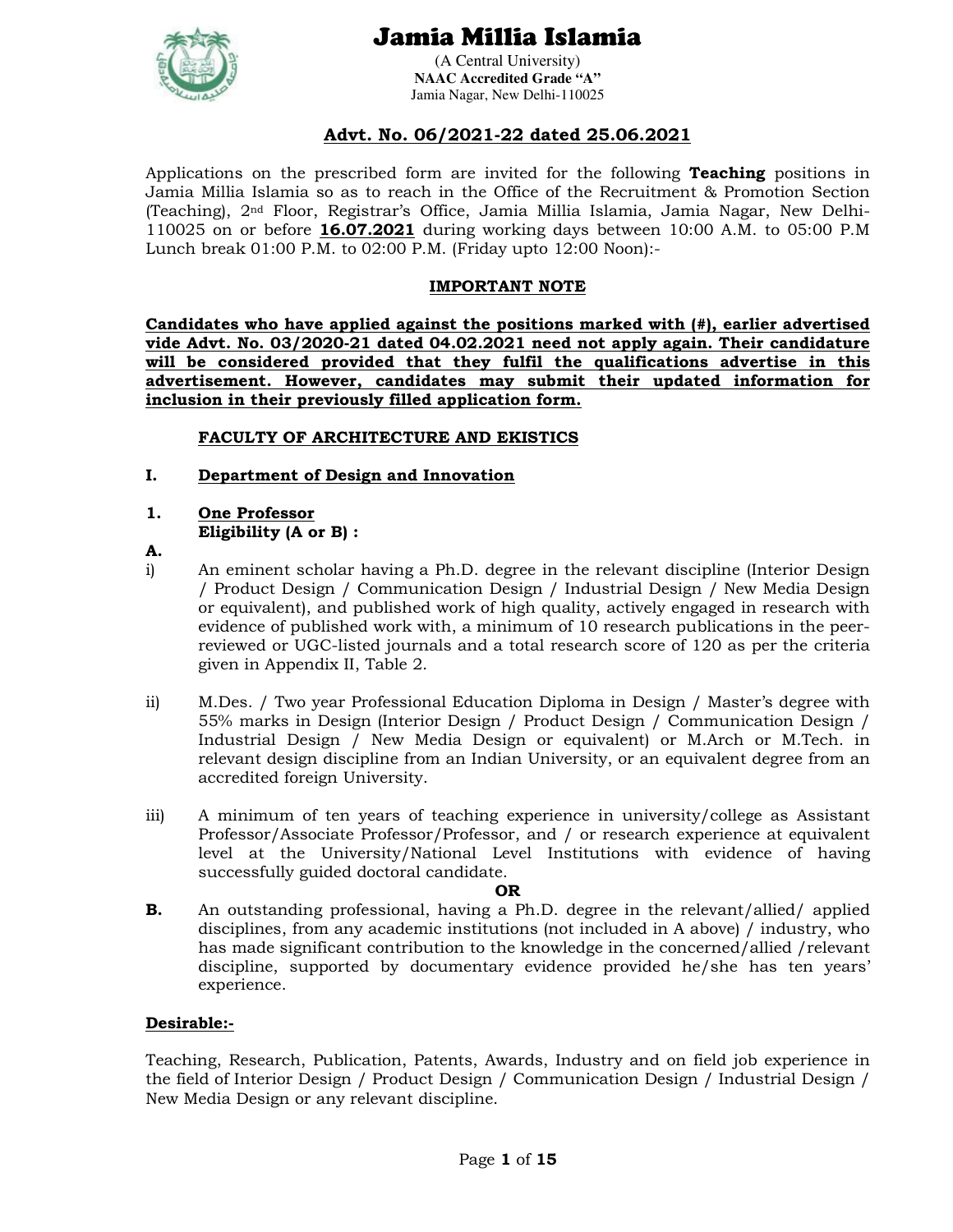# Jamia Millia Islamia

(A Central University)
**NAAC Accredited Grade "A"**
Jamia Nagar, New Delhi-110025

## Advt. No. 06/2021-22 dated 25.06.2021

Applications on the prescribed form are invited for the following **Teaching** positions in Jamia Millia Islamia so as to reach in the Office of the Recruitment & Promotion Section (Teaching), 2nd Floor, Registrar's Office, Jamia Millia Islamia, Jamia Nagar, New Delhi-110025 on or before **16.07.2021** during working days between 10:00 A.M. to 05:00 P.M Lunch break 01:00 P.M. to 02:00 P.M. (Friday upto 12:00 Noon):-

### IMPORTANT NOTE

**Candidates who have applied against the positions marked with (#), earlier advertised vide Advt. No. 03/2020-21 dated 04.02.2021 need not apply again. Their candidature will be considered provided that they fulfil the qualifications advertise in this advertisement. However, candidates may submit their updated information for inclusion in their previously filled application form.**

### FACULTY OF ARCHITECTURE AND EKISTICS

**I. Department of Design and Innovation**

**1. One Professor**
**Eligibility (A or B) :**

**A.**

i) An eminent scholar having a Ph.D. degree in the relevant discipline (Interior Design / Product Design / Communication Design / Industrial Design / New Media Design or equivalent), and published work of high quality, actively engaged in research with evidence of published work with, a minimum of 10 research publications in the peer-reviewed or UGC-listed journals and a total research score of 120 as per the criteria given in Appendix II, Table 2.

ii) M.Des. / Two year Professional Education Diploma in Design / Master's degree with 55% marks in Design (Interior Design / Product Design / Communication Design / Industrial Design / New Media Design or equivalent) or M.Arch or M.Tech. in relevant design discipline from an Indian University, or an equivalent degree from an accredited foreign University.

iii) A minimum of ten years of teaching experience in university/college as Assistant Professor/Associate Professor/Professor, and / or research experience at equivalent level at the University/National Level Institutions with evidence of having successfully guided doctoral candidate.

**OR**

**B.** An outstanding professional, having a Ph.D. degree in the relevant/allied/ applied disciplines, from any academic institutions (not included in A above) / industry, who has made significant contribution to the knowledge in the concerned/allied /relevant discipline, supported by documentary evidence provided he/she has ten years' experience.

**Desirable:-**

Teaching, Research, Publication, Patents, Awards, Industry and on field job experience in the field of Interior Design / Product Design / Communication Design / Industrial Design / New Media Design or any relevant discipline.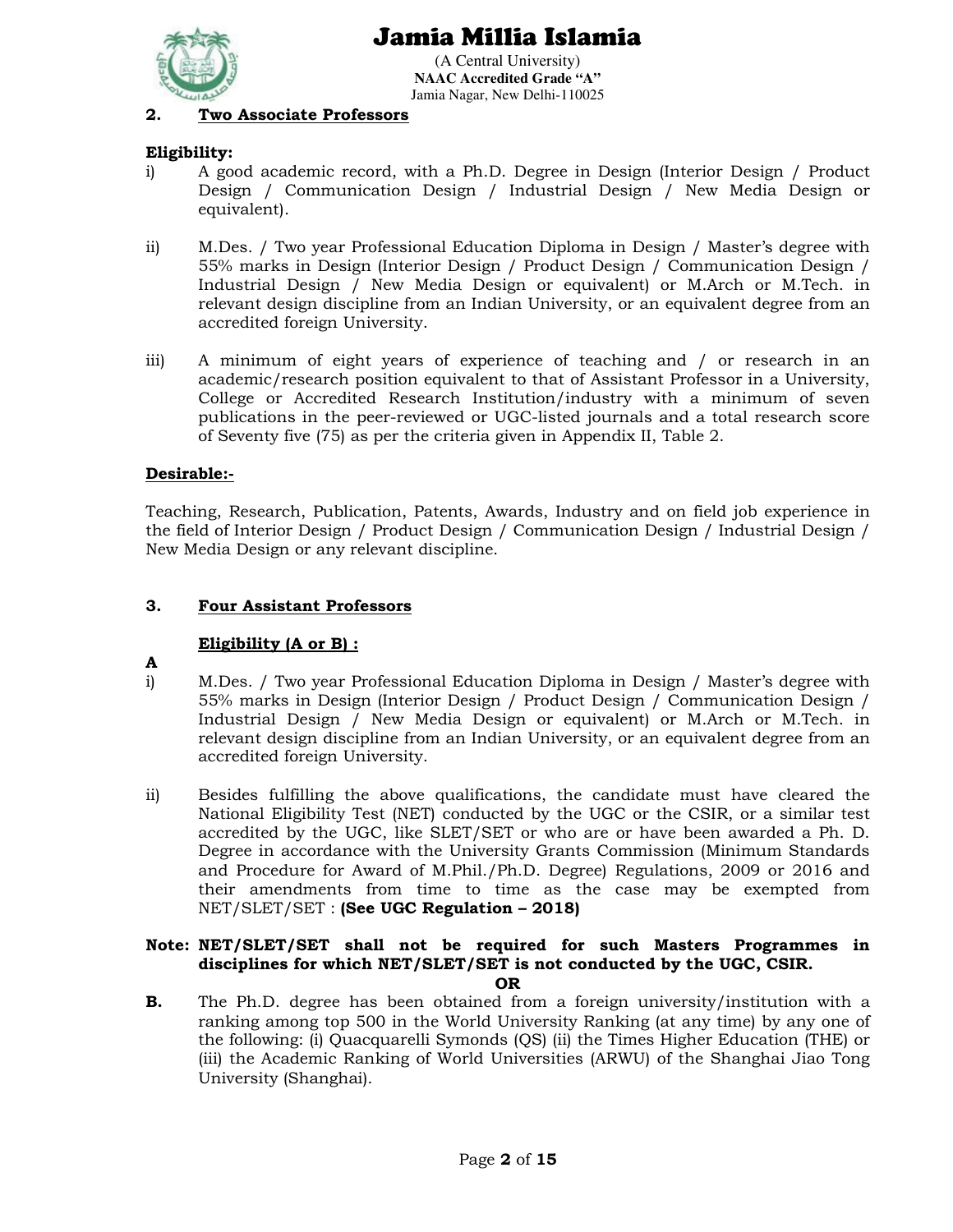**2. Two Associate Professors**

**Eligibility:**

i) A good academic record, with a Ph.D. Degree in Design (Interior Design / Product Design / Communication Design / Industrial Design / New Media Design or equivalent).

ii) M.Des. / Two year Professional Education Diploma in Design / Master's degree with 55% marks in Design (Interior Design / Product Design / Communication Design / Industrial Design / New Media Design or equivalent) or M.Arch or M.Tech. in relevant design discipline from an Indian University, or an equivalent degree from an accredited foreign University.

iii) A minimum of eight years of experience of teaching and / or research in an academic/research position equivalent to that of Assistant Professor in a University, College or Accredited Research Institution/industry with a minimum of seven publications in the peer-reviewed or UGC-listed journals and a total research score of Seventy five (75) as per the criteria given in Appendix II, Table 2.

**Desirable:-**

Teaching, Research, Publication, Patents, Awards, Industry and on field job experience in the field of Interior Design / Product Design / Communication Design / Industrial Design / New Media Design or any relevant discipline.

**3. Four Assistant Professors**

**Eligibility (A or B) :**

**A**

i) M.Des. / Two year Professional Education Diploma in Design / Master's degree with 55% marks in Design (Interior Design / Product Design / Communication Design / Industrial Design / New Media Design or equivalent) or M.Arch or M.Tech. in relevant design discipline from an Indian University, or an equivalent degree from an accredited foreign University.

ii) Besides fulfilling the above qualifications, the candidate must have cleared the National Eligibility Test (NET) conducted by the UGC or the CSIR, or a similar test accredited by the UGC, like SLET/SET or who are or have been awarded a Ph. D. Degree in accordance with the University Grants Commission (Minimum Standards and Procedure for Award of M.Phil./Ph.D. Degree) Regulations, 2009 or 2016 and their amendments from time to time as the case may be exempted from NET/SLET/SET : **(See UGC Regulation – 2018)**

**Note: NET/SLET/SET shall not be required for such Masters Programmes in disciplines for which NET/SLET/SET is not conducted by the UGC, CSIR.**

**OR**

**B.** The Ph.D. degree has been obtained from a foreign university/institution with a ranking among top 500 in the World University Ranking (at any time) by any one of the following: (i) Quacquarelli Symonds (QS) (ii) the Times Higher Education (THE) or (iii) the Academic Ranking of World Universities (ARWU) of the Shanghai Jiao Tong University (Shanghai).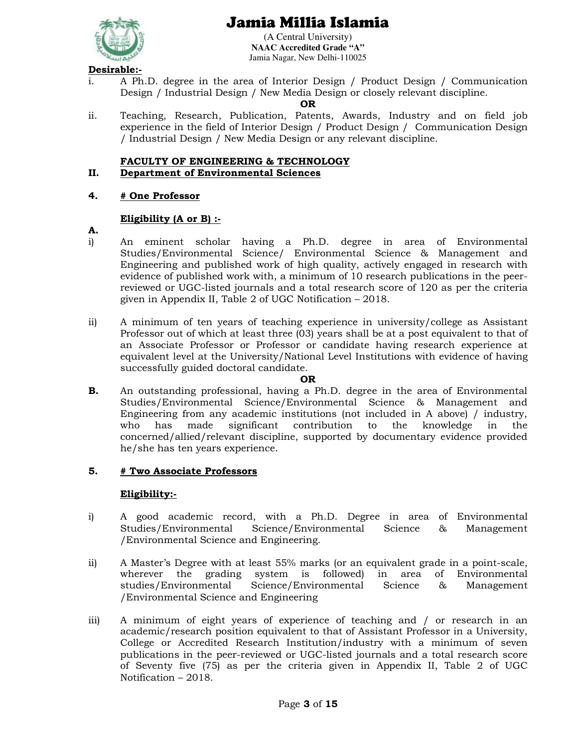**Desirable:-**

i. A Ph.D. degree in the area of Interior Design / Product Design / Communication Design / Industrial Design / New Media Design or closely relevant discipline.

**OR**

ii. Teaching, Research, Publication, Patents, Awards, Industry and on field job experience in the field of Interior Design / Product Design / Communication Design / Industrial Design / New Media Design or any relevant discipline.

**FACULTY OF ENGINEERING & TECHNOLOGY**

**II. Department of Environmental Sciences**

**4. # One Professor**

**Eligibility (A or B) :-**

**A.**

i) An eminent scholar having a Ph.D. degree in area of Environmental Studies/Environmental Science/ Environmental Science & Management and Engineering and published work of high quality, actively engaged in research with evidence of published work with, a minimum of 10 research publications in the peer-reviewed or UGC-listed journals and a total research score of 120 as per the criteria given in Appendix II, Table 2 of UGC Notification – 2018.

ii) A minimum of ten years of teaching experience in university/college as Assistant Professor out of which at least three (03) years shall be at a post equivalent to that of an Associate Professor or Professor or candidate having research experience at equivalent level at the University/National Level Institutions with evidence of having successfully guided doctoral candidate.

**OR**

**B.** An outstanding professional, having a Ph.D. degree in the area of Environmental Studies/Environmental Science/Environmental Science & Management and Engineering from any academic institutions (not included in A above) / industry, who has made significant contribution to the knowledge in the concerned/allied/relevant discipline, supported by documentary evidence provided he/she has ten years experience.

**5. # Two Associate Professors**

**Eligibility:-**

i) A good academic record, with a Ph.D. Degree in area of Environmental Studies/Environmental Science/Environmental Science & Management /Environmental Science and Engineering.

ii) A Master's Degree with at least 55% marks (or an equivalent grade in a point-scale, wherever the grading system is followed) in area of Environmental studies/Environmental Science/Environmental Science & Management /Environmental Science and Engineering

iii) A minimum of eight years of experience of teaching and / or research in an academic/research position equivalent to that of Assistant Professor in a University, College or Accredited Research Institution/industry with a minimum of seven publications in the peer-reviewed or UGC-listed journals and a total research score of Seventy five (75) as per the criteria given in Appendix II, Table 2 of UGC Notification – 2018.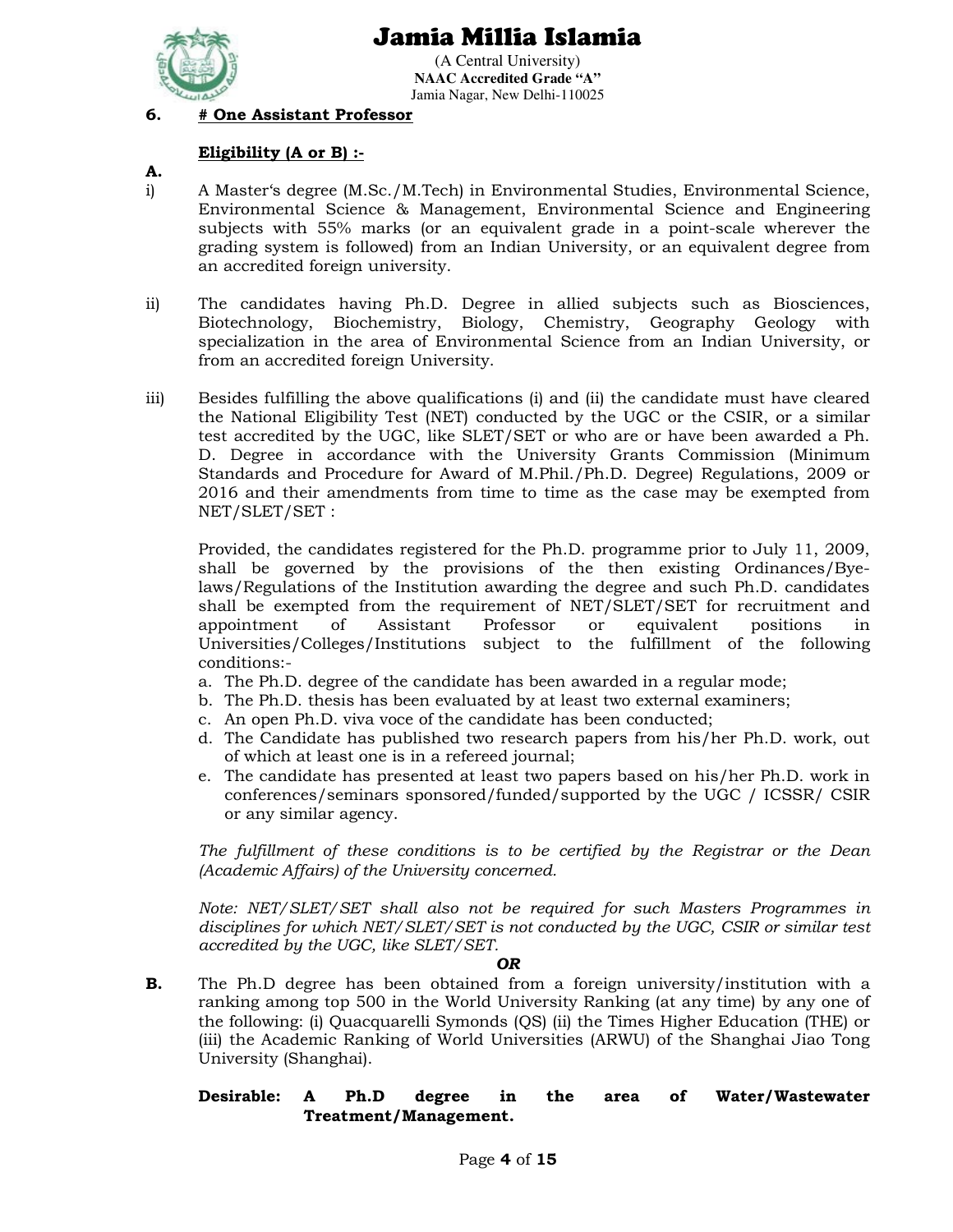**6. # One Assistant Professor**

**Eligibility (A or B) :-**

**A.**

i) A Master's degree (M.Sc./M.Tech) in Environmental Studies, Environmental Science, Environmental Science & Management, Environmental Science and Engineering subjects with 55% marks (or an equivalent grade in a point-scale wherever the grading system is followed) from an Indian University, or an equivalent degree from an accredited foreign university.

ii) The candidates having Ph.D. Degree in allied subjects such as Biosciences, Biotechnology, Biochemistry, Biology, Chemistry, Geography Geology with specialization in the area of Environmental Science from an Indian University, or from an accredited foreign University.

iii) Besides fulfilling the above qualifications (i) and (ii) the candidate must have cleared the National Eligibility Test (NET) conducted by the UGC or the CSIR, or a similar test accredited by the UGC, like SLET/SET or who are or have been awarded a Ph. D. Degree in accordance with the University Grants Commission (Minimum Standards and Procedure for Award of M.Phil./Ph.D. Degree) Regulations, 2009 or 2016 and their amendments from time to time as the case may be exempted from NET/SLET/SET :

Provided, the candidates registered for the Ph.D. programme prior to July 11, 2009, shall be governed by the provisions of the then existing Ordinances/Bye-laws/Regulations of the Institution awarding the degree and such Ph.D. candidates shall be exempted from the requirement of NET/SLET/SET for recruitment and appointment of Assistant Professor or equivalent positions in Universities/Colleges/Institutions subject to the fulfillment of the following conditions:-

a. The Ph.D. degree of the candidate has been awarded in a regular mode;
b. The Ph.D. thesis has been evaluated by at least two external examiners;
c. An open Ph.D. viva voce of the candidate has been conducted;
d. The Candidate has published two research papers from his/her Ph.D. work, out of which at least one is in a refereed journal;
e. The candidate has presented at least two papers based on his/her Ph.D. work in conferences/seminars sponsored/funded/supported by the UGC / ICSSR/ CSIR or any similar agency.

*The fulfillment of these conditions is to be certified by the Registrar or the Dean (Academic Affairs) of the University concerned.*

*Note: NET/SLET/SET shall also not be required for such Masters Programmes in disciplines for which NET/SLET/SET is not conducted by the UGC, CSIR or similar test accredited by the UGC, like SLET/SET.*

***OR***

**B.** The Ph.D degree has been obtained from a foreign university/institution with a ranking among top 500 in the World University Ranking (at any time) by any one of the following: (i) Quacquarelli Symonds (QS) (ii) the Times Higher Education (THE) or (iii) the Academic Ranking of World Universities (ARWU) of the Shanghai Jiao Tong University (Shanghai).

**Desirable: A Ph.D degree in the area of Water/Wastewater Treatment/Management.**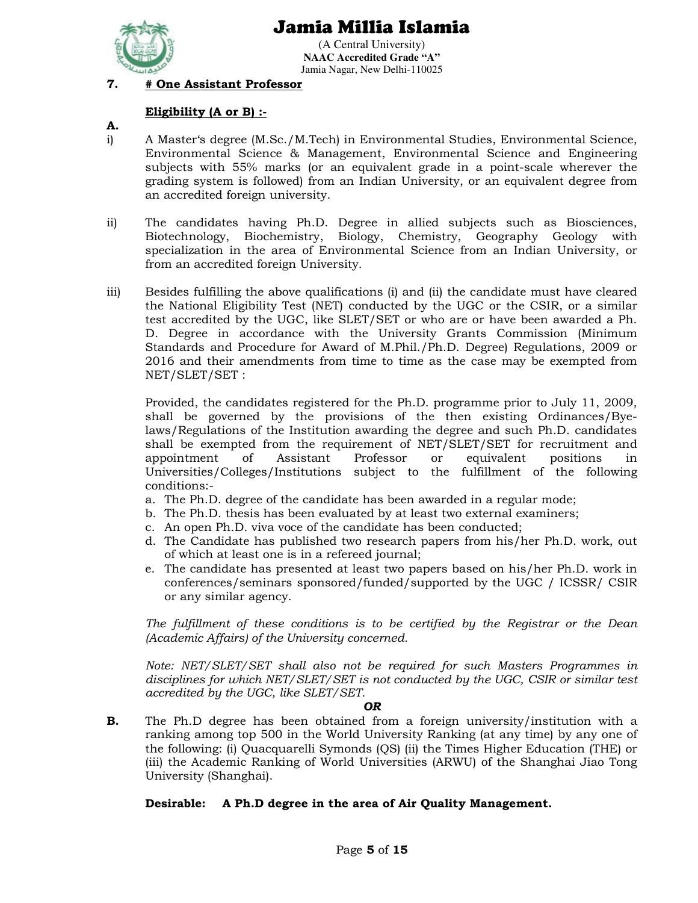**7. # One Assistant Professor**

**Eligibility (A or B) :-**

**A.**

i) A Master's degree (M.Sc./M.Tech) in Environmental Studies, Environmental Science, Environmental Science & Management, Environmental Science and Engineering subjects with 55% marks (or an equivalent grade in a point-scale wherever the grading system is followed) from an Indian University, or an equivalent degree from an accredited foreign university.

ii) The candidates having Ph.D. Degree in allied subjects such as Biosciences, Biotechnology, Biochemistry, Biology, Chemistry, Geography Geology with specialization in the area of Environmental Science from an Indian University, or from an accredited foreign University.

iii) Besides fulfilling the above qualifications (i) and (ii) the candidate must have cleared the National Eligibility Test (NET) conducted by the UGC or the CSIR, or a similar test accredited by the UGC, like SLET/SET or who are or have been awarded a Ph. D. Degree in accordance with the University Grants Commission (Minimum Standards and Procedure for Award of M.Phil./Ph.D. Degree) Regulations, 2009 or 2016 and their amendments from time to time as the case may be exempted from NET/SLET/SET :

Provided, the candidates registered for the Ph.D. programme prior to July 11, 2009, shall be governed by the provisions of the then existing Ordinances/Bye-laws/Regulations of the Institution awarding the degree and such Ph.D. candidates shall be exempted from the requirement of NET/SLET/SET for recruitment and appointment of Assistant Professor or equivalent positions in Universities/Colleges/Institutions subject to the fulfillment of the following conditions:-

a. The Ph.D. degree of the candidate has been awarded in a regular mode;
b. The Ph.D. thesis has been evaluated by at least two external examiners;
c. An open Ph.D. viva voce of the candidate has been conducted;
d. The Candidate has published two research papers from his/her Ph.D. work, out of which at least one is in a refereed journal;
e. The candidate has presented at least two papers based on his/her Ph.D. work in conferences/seminars sponsored/funded/supported by the UGC / ICSSR/ CSIR or any similar agency.

*The fulfillment of these conditions is to be certified by the Registrar or the Dean (Academic Affairs) of the University concerned.*

*Note: NET/SLET/SET shall also not be required for such Masters Programmes in disciplines for which NET/SLET/SET is not conducted by the UGC, CSIR or similar test accredited by the UGC, like SLET/SET.*

***OR***

**B.** The Ph.D degree has been obtained from a foreign university/institution with a ranking among top 500 in the World University Ranking (at any time) by any one of the following: (i) Quacquarelli Symonds (QS) (ii) the Times Higher Education (THE) or (iii) the Academic Ranking of World Universities (ARWU) of the Shanghai Jiao Tong University (Shanghai).

**Desirable: A Ph.D degree in the area of Air Quality Management.**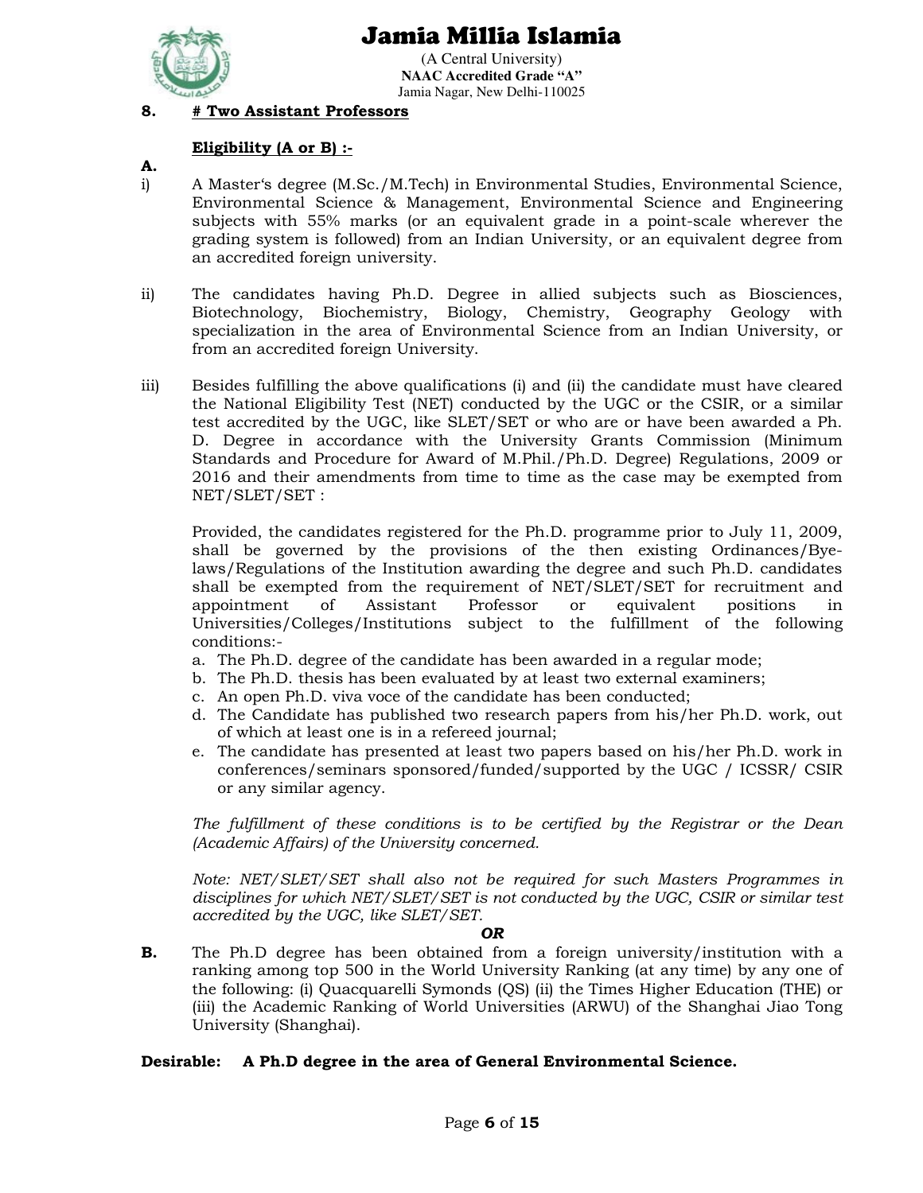**8. # Two Assistant Professors**

**Eligibility (A or B) :-**

**A.**

i) A Master's degree (M.Sc./M.Tech) in Environmental Studies, Environmental Science, Environmental Science & Management, Environmental Science and Engineering subjects with 55% marks (or an equivalent grade in a point-scale wherever the grading system is followed) from an Indian University, or an equivalent degree from an accredited foreign university.

ii) The candidates having Ph.D. Degree in allied subjects such as Biosciences, Biotechnology, Biochemistry, Biology, Chemistry, Geography Geology with specialization in the area of Environmental Science from an Indian University, or from an accredited foreign University.

iii) Besides fulfilling the above qualifications (i) and (ii) the candidate must have cleared the National Eligibility Test (NET) conducted by the UGC or the CSIR, or a similar test accredited by the UGC, like SLET/SET or who are or have been awarded a Ph. D. Degree in accordance with the University Grants Commission (Minimum Standards and Procedure for Award of M.Phil./Ph.D. Degree) Regulations, 2009 or 2016 and their amendments from time to time as the case may be exempted from NET/SLET/SET :

Provided, the candidates registered for the Ph.D. programme prior to July 11, 2009, shall be governed by the provisions of the then existing Ordinances/Bye-laws/Regulations of the Institution awarding the degree and such Ph.D. candidates shall be exempted from the requirement of NET/SLET/SET for recruitment and appointment of Assistant Professor or equivalent positions in Universities/Colleges/Institutions subject to the fulfillment of the following conditions:-

a. The Ph.D. degree of the candidate has been awarded in a regular mode;
b. The Ph.D. thesis has been evaluated by at least two external examiners;
c. An open Ph.D. viva voce of the candidate has been conducted;
d. The Candidate has published two research papers from his/her Ph.D. work, out of which at least one is in a refereed journal;
e. The candidate has presented at least two papers based on his/her Ph.D. work in conferences/seminars sponsored/funded/supported by the UGC / ICSSR/ CSIR or any similar agency.

*The fulfillment of these conditions is to be certified by the Registrar or the Dean (Academic Affairs) of the University concerned.*

*Note: NET/SLET/SET shall also not be required for such Masters Programmes in disciplines for which NET/SLET/SET is not conducted by the UGC, CSIR or similar test accredited by the UGC, like SLET/SET.*

***OR***

**B.** The Ph.D degree has been obtained from a foreign university/institution with a ranking among top 500 in the World University Ranking (at any time) by any one of the following: (i) Quacquarelli Symonds (QS) (ii) the Times Higher Education (THE) or (iii) the Academic Ranking of World Universities (ARWU) of the Shanghai Jiao Tong University (Shanghai).

**Desirable: A Ph.D degree in the area of General Environmental Science.**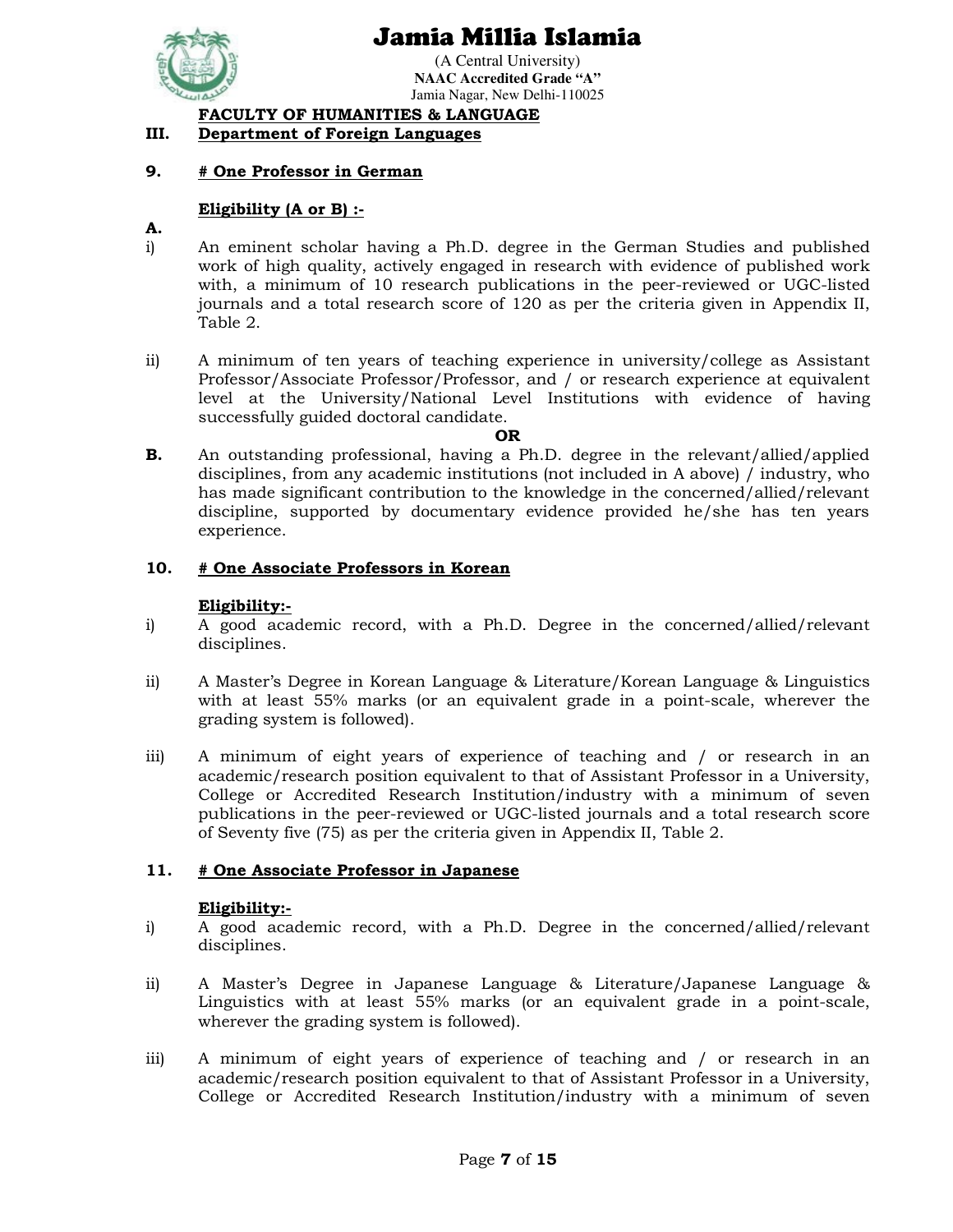# Jamia Millia Islamia

(A Central University)
**NAAC Accredited Grade "A"**
Jamia Nagar, New Delhi-110025

**FACULTY OF HUMANITIES & LANGUAGE**

## III. Department of Foreign Languages

### 9. # One Professor in German

**Eligibility (A or B) :-**

**A.**

i) An eminent scholar having a Ph.D. degree in the German Studies and published work of high quality, actively engaged in research with evidence of published work with, a minimum of 10 research publications in the peer-reviewed or UGC-listed journals and a total research score of 120 as per the criteria given in Appendix II, Table 2.

ii) A minimum of ten years of teaching experience in university/college as Assistant Professor/Associate Professor/Professor, and / or research experience at equivalent level at the University/National Level Institutions with evidence of having successfully guided doctoral candidate.

**OR**

**B.** An outstanding professional, having a Ph.D. degree in the relevant/allied/applied disciplines, from any academic institutions (not included in A above) / industry, who has made significant contribution to the knowledge in the concerned/allied/relevant discipline, supported by documentary evidence provided he/she has ten years experience.

### 10. # One Associate Professors in Korean

**Eligibility:-**

i) A good academic record, with a Ph.D. Degree in the concerned/allied/relevant disciplines.

ii) A Master's Degree in Korean Language & Literature/Korean Language & Linguistics with at least 55% marks (or an equivalent grade in a point-scale, wherever the grading system is followed).

iii) A minimum of eight years of experience of teaching and / or research in an academic/research position equivalent to that of Assistant Professor in a University, College or Accredited Research Institution/industry with a minimum of seven publications in the peer-reviewed or UGC-listed journals and a total research score of Seventy five (75) as per the criteria given in Appendix II, Table 2.

### 11. # One Associate Professor in Japanese

**Eligibility:-**

i) A good academic record, with a Ph.D. Degree in the concerned/allied/relevant disciplines.

ii) A Master's Degree in Japanese Language & Literature/Japanese Language & Linguistics with at least 55% marks (or an equivalent grade in a point-scale, wherever the grading system is followed).

iii) A minimum of eight years of experience of teaching and / or research in an academic/research position equivalent to that of Assistant Professor in a University, College or Accredited Research Institution/industry with a minimum of seven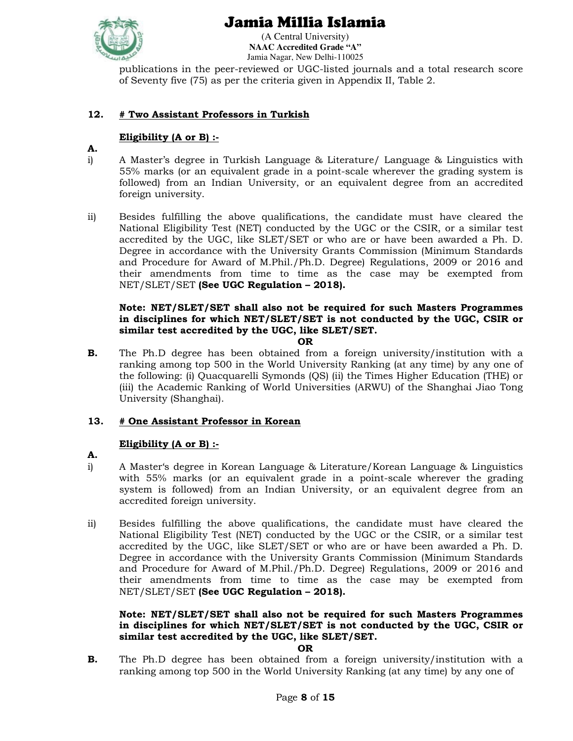publications in the peer-reviewed or UGC-listed journals and a total research score of Seventy five (75) as per the criteria given in Appendix II, Table 2.

**12. # Two Assistant Professors in Turkish**

**Eligibility (A or B) :-**

**A.**

i) A Master's degree in Turkish Language & Literature/ Language & Linguistics with 55% marks (or an equivalent grade in a point-scale wherever the grading system is followed) from an Indian University, or an equivalent degree from an accredited foreign university.

ii) Besides fulfilling the above qualifications, the candidate must have cleared the National Eligibility Test (NET) conducted by the UGC or the CSIR, or a similar test accredited by the UGC, like SLET/SET or who are or have been awarded a Ph. D. Degree in accordance with the University Grants Commission (Minimum Standards and Procedure for Award of M.Phil./Ph.D. Degree) Regulations, 2009 or 2016 and their amendments from time to time as the case may be exempted from NET/SLET/SET **(See UGC Regulation – 2018).**

**Note: NET/SLET/SET shall also not be required for such Masters Programmes in disciplines for which NET/SLET/SET is not conducted by the UGC, CSIR or similar test accredited by the UGC, like SLET/SET.**

**OR**

**B.** The Ph.D degree has been obtained from a foreign university/institution with a ranking among top 500 in the World University Ranking (at any time) by any one of the following: (i) Quacquarelli Symonds (QS) (ii) the Times Higher Education (THE) or (iii) the Academic Ranking of World Universities (ARWU) of the Shanghai Jiao Tong University (Shanghai).

**13. # One Assistant Professor in Korean**

**Eligibility (A or B) :-**

**A.**

i) A Master's degree in Korean Language & Literature/Korean Language & Linguistics with 55% marks (or an equivalent grade in a point-scale wherever the grading system is followed) from an Indian University, or an equivalent degree from an accredited foreign university.

ii) Besides fulfilling the above qualifications, the candidate must have cleared the National Eligibility Test (NET) conducted by the UGC or the CSIR, or a similar test accredited by the UGC, like SLET/SET or who are or have been awarded a Ph. D. Degree in accordance with the University Grants Commission (Minimum Standards and Procedure for Award of M.Phil./Ph.D. Degree) Regulations, 2009 or 2016 and their amendments from time to time as the case may be exempted from NET/SLET/SET **(See UGC Regulation – 2018).**

**Note: NET/SLET/SET shall also not be required for such Masters Programmes in disciplines for which NET/SLET/SET is not conducted by the UGC, CSIR or similar test accredited by the UGC, like SLET/SET.**

**OR**

**B.** The Ph.D degree has been obtained from a foreign university/institution with a ranking among top 500 in the World University Ranking (at any time) by any one of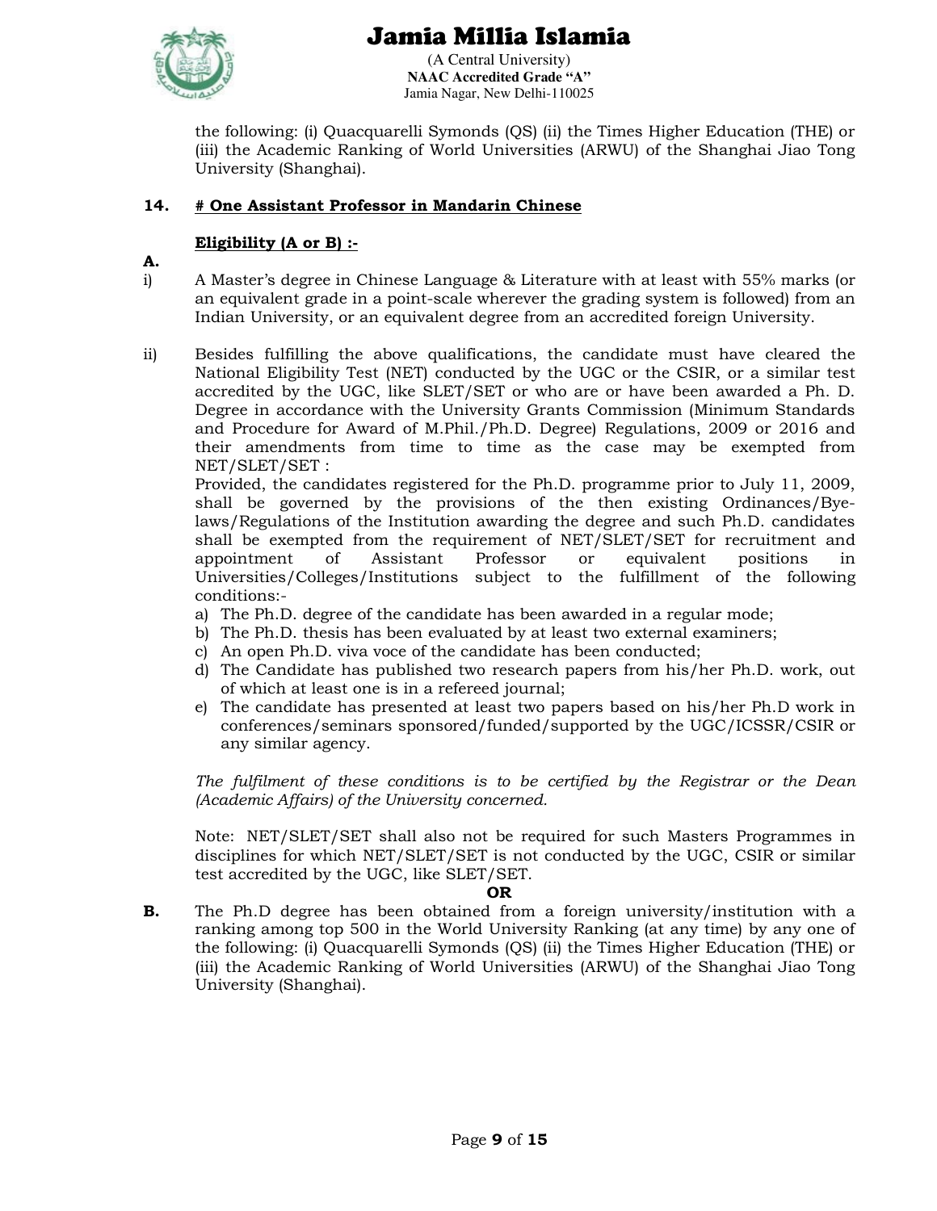the following: (i) Quacquarelli Symonds (QS) (ii) the Times Higher Education (THE) or (iii) the Academic Ranking of World Universities (ARWU) of the Shanghai Jiao Tong University (Shanghai).

**14. # One Assistant Professor in Mandarin Chinese**

**Eligibility (A or B) :-**

**A.**

i) A Master's degree in Chinese Language & Literature with at least with 55% marks (or an equivalent grade in a point-scale wherever the grading system is followed) from an Indian University, or an equivalent degree from an accredited foreign University.

ii) Besides fulfilling the above qualifications, the candidate must have cleared the National Eligibility Test (NET) conducted by the UGC or the CSIR, or a similar test accredited by the UGC, like SLET/SET or who are or have been awarded a Ph. D. Degree in accordance with the University Grants Commission (Minimum Standards and Procedure for Award of M.Phil./Ph.D. Degree) Regulations, 2009 or 2016 and their amendments from time to time as the case may be exempted from NET/SLET/SET :

Provided, the candidates registered for the Ph.D. programme prior to July 11, 2009, shall be governed by the provisions of the then existing Ordinances/Bye-laws/Regulations of the Institution awarding the degree and such Ph.D. candidates shall be exempted from the requirement of NET/SLET/SET for recruitment and appointment of Assistant Professor or equivalent positions in Universities/Colleges/Institutions subject to the fulfillment of the following conditions:-

a) The Ph.D. degree of the candidate has been awarded in a regular mode;
b) The Ph.D. thesis has been evaluated by at least two external examiners;
c) An open Ph.D. viva voce of the candidate has been conducted;
d) The Candidate has published two research papers from his/her Ph.D. work, out of which at least one is in a refereed journal;
e) The candidate has presented at least two papers based on his/her Ph.D work in conferences/seminars sponsored/funded/supported by the UGC/ICSSR/CSIR or any similar agency.

*The fulfilment of these conditions is to be certified by the Registrar or the Dean (Academic Affairs) of the University concerned.*

Note: NET/SLET/SET shall also not be required for such Masters Programmes in disciplines for which NET/SLET/SET is not conducted by the UGC, CSIR or similar test accredited by the UGC, like SLET/SET.

**OR**

**B.** The Ph.D degree has been obtained from a foreign university/institution with a ranking among top 500 in the World University Ranking (at any time) by any one of the following: (i) Quacquarelli Symonds (QS) (ii) the Times Higher Education (THE) or (iii) the Academic Ranking of World Universities (ARWU) of the Shanghai Jiao Tong University (Shanghai).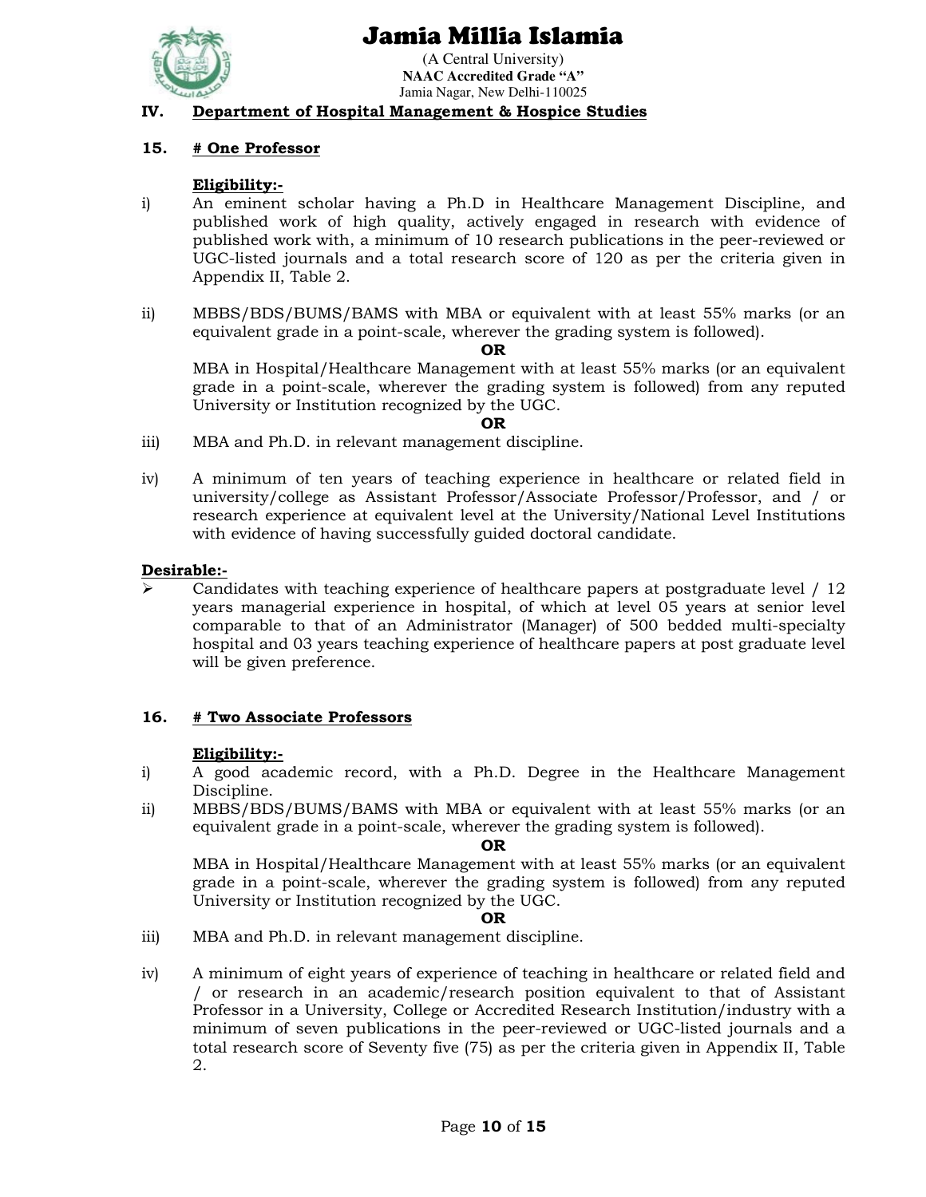### IV. Department of Hospital Management & Hospice Studies

### 15. # One Professor

**Eligibility:-**

i) An eminent scholar having a Ph.D in Healthcare Management Discipline, and published work of high quality, actively engaged in research with evidence of published work with, a minimum of 10 research publications in the peer-reviewed or UGC-listed journals and a total research score of 120 as per the criteria given in Appendix II, Table 2.

ii) MBBS/BDS/BUMS/BAMS with MBA or equivalent with at least 55% marks (or an equivalent grade in a point-scale, wherever the grading system is followed).

**OR**

MBA in Hospital/Healthcare Management with at least 55% marks (or an equivalent grade in a point-scale, wherever the grading system is followed) from any reputed University or Institution recognized by the UGC.

**OR**

iii) MBA and Ph.D. in relevant management discipline.

iv) A minimum of ten years of teaching experience in healthcare or related field in university/college as Assistant Professor/Associate Professor/Professor, and / or research experience at equivalent level at the University/National Level Institutions with evidence of having successfully guided doctoral candidate.

**Desirable:-**

- Candidates with teaching experience of healthcare papers at postgraduate level / 12 years managerial experience in hospital, of which at level 05 years at senior level comparable to that of an Administrator (Manager) of 500 bedded multi-specialty hospital and 03 years teaching experience of healthcare papers at post graduate level will be given preference.

### 16. # Two Associate Professors

**Eligibility:-**

i) A good academic record, with a Ph.D. Degree in the Healthcare Management Discipline.

ii) MBBS/BDS/BUMS/BAMS with MBA or equivalent with at least 55% marks (or an equivalent grade in a point-scale, wherever the grading system is followed).

**OR**

MBA in Hospital/Healthcare Management with at least 55% marks (or an equivalent grade in a point-scale, wherever the grading system is followed) from any reputed University or Institution recognized by the UGC.

**OR**

iii) MBA and Ph.D. in relevant management discipline.

iv) A minimum of eight years of experience of teaching in healthcare or related field and / or research in an academic/research position equivalent to that of Assistant Professor in a University, College or Accredited Research Institution/industry with a minimum of seven publications in the peer-reviewed or UGC-listed journals and a total research score of Seventy five (75) as per the criteria given in Appendix II, Table 2.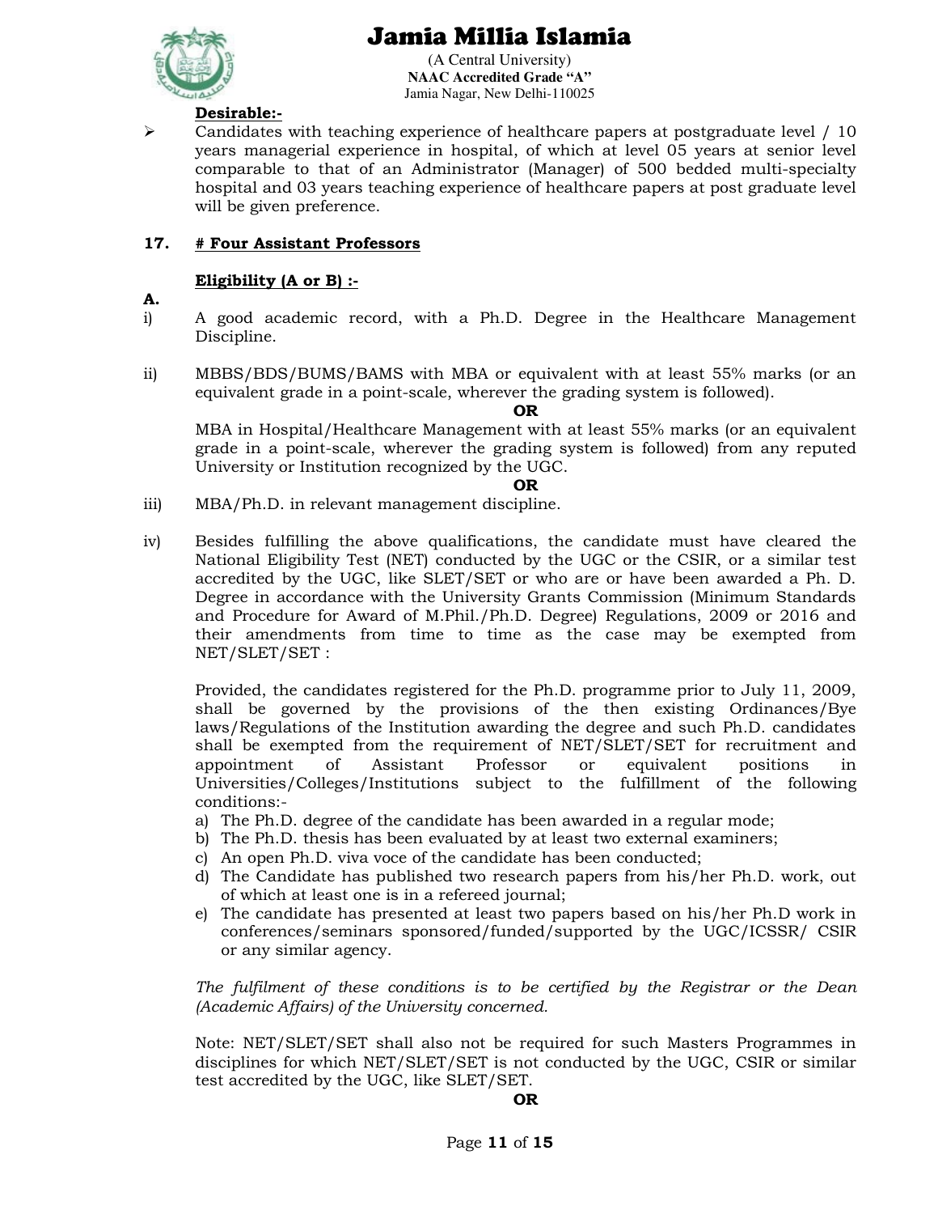**Desirable:-**

- Candidates with teaching experience of healthcare papers at postgraduate level / 10 years managerial experience in hospital, of which at level 05 years at senior level comparable to that of an Administrator (Manager) of 500 bedded multi-specialty hospital and 03 years teaching experience of healthcare papers at post graduate level will be given preference.

**17. # Four Assistant Professors**

**Eligibility (A or B) :-**

**A.**

i) A good academic record, with a Ph.D. Degree in the Healthcare Management Discipline.

ii) MBBS/BDS/BUMS/BAMS with MBA or equivalent with at least 55% marks (or an equivalent grade in a point-scale, wherever the grading system is followed).

**OR**

MBA in Hospital/Healthcare Management with at least 55% marks (or an equivalent grade in a point-scale, wherever the grading system is followed) from any reputed University or Institution recognized by the UGC.

**OR**

iii) MBA/Ph.D. in relevant management discipline.

iv) Besides fulfilling the above qualifications, the candidate must have cleared the National Eligibility Test (NET) conducted by the UGC or the CSIR, or a similar test accredited by the UGC, like SLET/SET or who are or have been awarded a Ph. D. Degree in accordance with the University Grants Commission (Minimum Standards and Procedure for Award of M.Phil./Ph.D. Degree) Regulations, 2009 or 2016 and their amendments from time to time as the case may be exempted from NET/SLET/SET :

Provided, the candidates registered for the Ph.D. programme prior to July 11, 2009, shall be governed by the provisions of the then existing Ordinances/Bye laws/Regulations of the Institution awarding the degree and such Ph.D. candidates shall be exempted from the requirement of NET/SLET/SET for recruitment and appointment of Assistant Professor or equivalent positions in Universities/Colleges/Institutions subject to the fulfillment of the following conditions:-

a) The Ph.D. degree of the candidate has been awarded in a regular mode;
b) The Ph.D. thesis has been evaluated by at least two external examiners;
c) An open Ph.D. viva voce of the candidate has been conducted;
d) The Candidate has published two research papers from his/her Ph.D. work, out of which at least one is in a refereed journal;
e) The candidate has presented at least two papers based on his/her Ph.D work in conferences/seminars sponsored/funded/supported by the UGC/ICSSR/ CSIR or any similar agency.

*The fulfilment of these conditions is to be certified by the Registrar or the Dean (Academic Affairs) of the University concerned.*

Note: NET/SLET/SET shall also not be required for such Masters Programmes in disciplines for which NET/SLET/SET is not conducted by the UGC, CSIR or similar test accredited by the UGC, like SLET/SET.

**OR**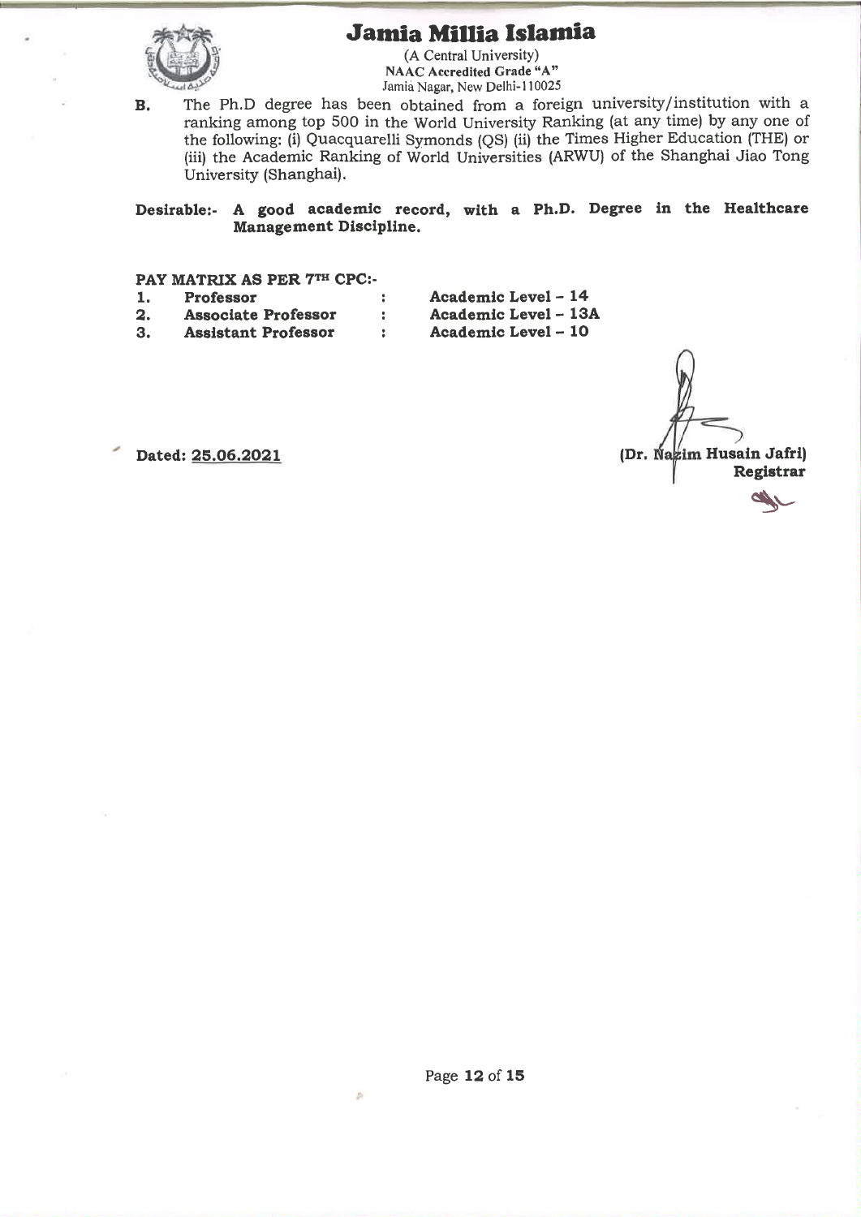**B.** The Ph.D degree has been obtained from a foreign university/institution with a ranking among top 500 in the World University Ranking (at any time) by any one of the following: (i) Quacquarelli Symonds (QS) (ii) the Times Higher Education (THE) or (iii) the Academic Ranking of World Universities (ARWU) of the Shanghai Jiao Tong University (Shanghai).

**Desirable:- A good academic record, with a Ph.D. Degree in the Healthcare Management Discipline.**

**PAY MATRIX AS PER 7TH CPC:-**

| | | | |
|---|---|---|---|
| **1.** | **Professor** | : | **Academic Level – 14** |
| **2.** | **Associate Professor** | : | **Academic Level – 13A** |
| **3.** | **Assistant Professor** | : | **Academic Level – 10** |

**Dated: 25.06.2021**

**(Dr. Nazim Husain Jafri)**
**Registrar**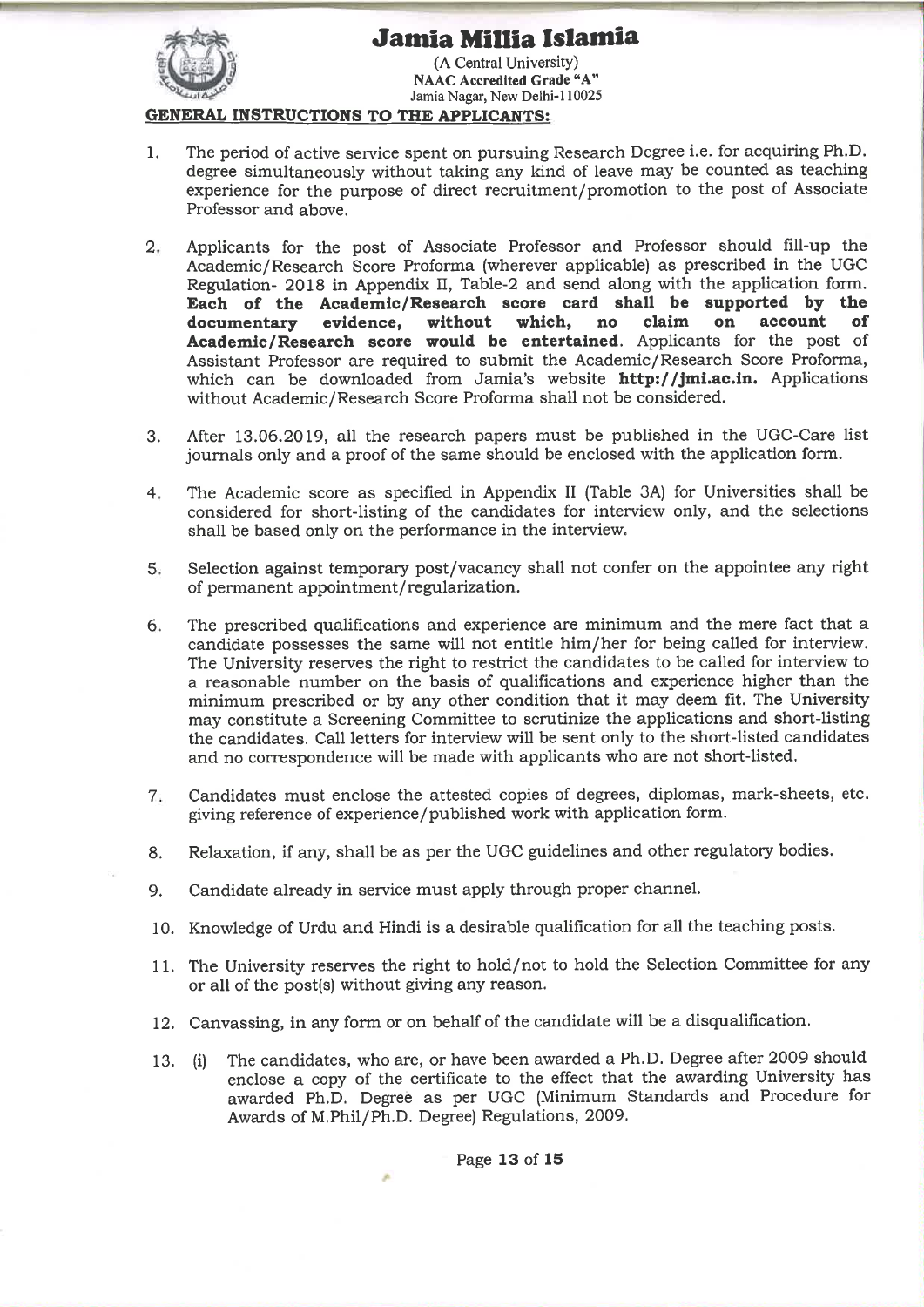# Jamia Millia Islamia

(A Central University)
**NAAC Accredited Grade "A"**
Jamia Nagar, New Delhi-110025

## GENERAL INSTRUCTIONS TO THE APPLICANTS:

1. The period of active service spent on pursuing Research Degree i.e. for acquiring Ph.D. degree simultaneously without taking any kind of leave may be counted as teaching experience for the purpose of direct recruitment/promotion to the post of Associate Professor and above.

2. Applicants for the post of Associate Professor and Professor should fill-up the Academic/Research Score Proforma (wherever applicable) as prescribed in the UGC Regulation- 2018 in Appendix II, Table-2 and send along with the application form. **Each of the Academic/Research score card shall be supported by the documentary evidence, without which, no claim on account of Academic/Research score would be entertained.** Applicants for the post of Assistant Professor are required to submit the Academic/Research Score Proforma, which can be downloaded from Jamia's website **http://jmi.ac.in.** Applications without Academic/Research Score Proforma shall not be considered.

3. After 13.06.2019, all the research papers must be published in the UGC-Care list journals only and a proof of the same should be enclosed with the application form.

4. The Academic score as specified in Appendix II (Table 3A) for Universities shall be considered for short-listing of the candidates for interview only, and the selections shall be based only on the performance in the interview.

5. Selection against temporary post/vacancy shall not confer on the appointee any right of permanent appointment/regularization.

6. The prescribed qualifications and experience are minimum and the mere fact that a candidate possesses the same will not entitle him/her for being called for interview. The University reserves the right to restrict the candidates to be called for interview to a reasonable number on the basis of qualifications and experience higher than the minimum prescribed or by any other condition that it may deem fit. The University may constitute a Screening Committee to scrutinize the applications and short-listing the candidates. Call letters for interview will be sent only to the short-listed candidates and no correspondence will be made with applicants who are not short-listed.

7. Candidates must enclose the attested copies of degrees, diplomas, mark-sheets, etc. giving reference of experience/published work with application form.

8. Relaxation, if any, shall be as per the UGC guidelines and other regulatory bodies.

9. Candidate already in service must apply through proper channel.

10. Knowledge of Urdu and Hindi is a desirable qualification for all the teaching posts.

11. The University reserves the right to hold/not to hold the Selection Committee for any or all of the post(s) without giving any reason.

12. Canvassing, in any form or on behalf of the candidate will be a disqualification.

13. (i) The candidates, who are, or have been awarded a Ph.D. Degree after 2009 should enclose a copy of the certificate to the effect that the awarding University has awarded Ph.D. Degree as per UGC (Minimum Standards and Procedure for Awards of M.Phil/Ph.D. Degree) Regulations, 2009.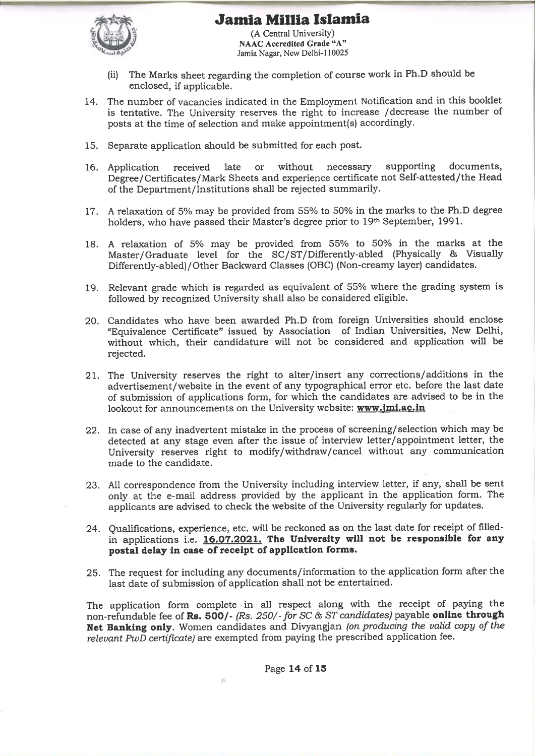(ii) The Marks sheet regarding the completion of course work in Ph.D should be enclosed, if applicable.

14. The number of vacancies indicated in the Employment Notification and in this booklet is tentative. The University reserves the right to increase /decrease the number of posts at the time of selection and make appointment(s) accordingly.

15. Separate application should be submitted for each post.

16. Application received late or without necessary supporting documents, Degree/Certificates/Mark Sheets and experience certificate not Self-attested/the Head of the Department/Institutions shall be rejected summarily.

17. A relaxation of 5% may be provided from 55% to 50% in the marks to the Ph.D degree holders, who have passed their Master's degree prior to 19th September, 1991.

18. A relaxation of 5% may be provided from 55% to 50% in the marks at the Master/Graduate level for the SC/ST/Differently-abled (Physically & Visually Differently-abled)/Other Backward Classes (OBC) (Non-creamy layer) candidates.

19. Relevant grade which is regarded as equivalent of 55% where the grading system is followed by recognized University shall also be considered eligible.

20. Candidates who have been awarded Ph.D from foreign Universities should enclose "Equivalence Certificate" issued by Association of Indian Universities, New Delhi, without which, their candidature will not be considered and application will be rejected.

21. The University reserves the right to alter/insert any corrections/additions in the advertisement/website in the event of any typographical error etc. before the last date of submission of applications form, for which the candidates are advised to be in the lookout for announcements on the University website: **www.jmi.ac.in**

22. In case of any inadvertent mistake in the process of screening/selection which may be detected at any stage even after the issue of interview letter/appointment letter, the University reserves right to modify/withdraw/cancel without any communication made to the candidate.

23. All correspondence from the University including interview letter, if any, shall be sent only at the e-mail address provided by the applicant in the application form. The applicants are advised to check the website of the University regularly for updates.

24. Qualifications, experience, etc. will be reckoned as on the last date for receipt of filled-in applications i.e. **16.07.2021. The University will not be responsible for any postal delay in case of receipt of application forms.**

25. The request for including any documents/information to the application form after the last date of submission of application shall not be entertained.

The application form complete in all respect along with the receipt of paying the non-refundable fee of **Rs. 500/-** *(Rs. 250/- for SC & ST candidates)* payable **online through Net Banking only**. Women candidates and Divyangjan *(on producing the valid copy of the relevant PwD certificate)* are exempted from paying the prescribed application fee.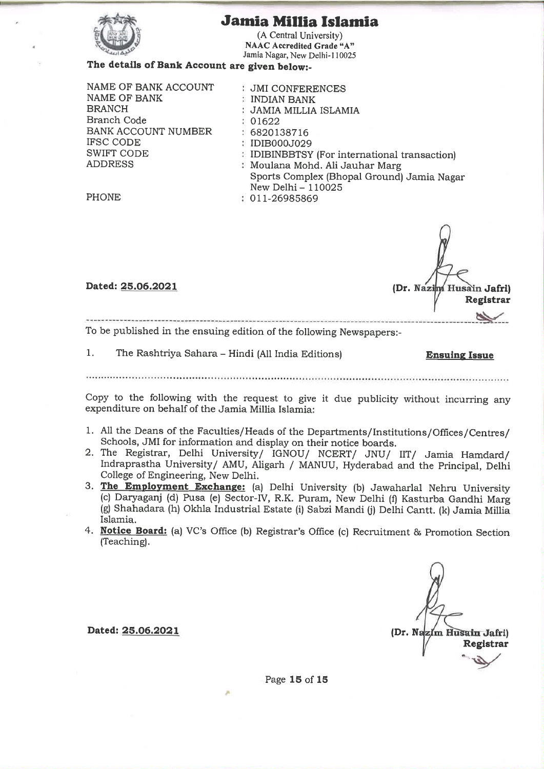# Jamia Millia Islamia

(A Central University)
**NAAC Accredited Grade "A"**
Jamia Nagar, New Delhi-110025

**The details of Bank Account are given below:-**

| | | |
|---|---|---|
| NAME OF BANK ACCOUNT | : | JMI CONFERENCES |
| NAME OF BANK | : | INDIAN BANK |
| BRANCH | : | JAMIA MILLIA ISLAMIA |
| Branch Code | : | 01622 |
| BANK ACCOUNT NUMBER | : | 6820138716 |
| IFSC CODE | : | IDIB000J029 |
| SWIFT CODE | : | IDIBINBBTSY (For international transaction) |
| ADDRESS | : | Moulana Mohd. Ali Jauhar Marg Sports Complex (Bhopal Ground) Jamia Nagar New Delhi – 110025 |
| PHONE | : | 011-26985869 |

**Dated: 25.06.2021**

**(Dr. Nazim Husain Jafri)**
**Registrar**

---

To be published in the ensuing edition of the following Newspapers:-

1. The Rashtriya Sahara – Hindi (All India Editions) **Ensuing Issue**

---

Copy to the following with the request to give it due publicity without incurring any expenditure on behalf of the Jamia Millia Islamia:

1. All the Deans of the Faculties/Heads of the Departments/Institutions/Offices/Centres/ Schools, JMI for information and display on their notice boards.
2. The Registrar, Delhi University/ IGNOU/ NCERT/ JNU/ IIT/ Jamia Hamdard/ Indraprastha University/ AMU, Aligarh / MANUU, Hyderabad and the Principal, Delhi College of Engineering, New Delhi.
3. **The Employment Exchange:** (a) Delhi University (b) Jawaharlal Nehru University (c) Daryaganj (d) Pusa (e) Sector-IV, R.K. Puram, New Delhi (f) Kasturba Gandhi Marg (g) Shahadara (h) Okhla Industrial Estate (i) Sabzi Mandi (j) Delhi Cantt. (k) Jamia Millia Islamia.
4. **Notice Board:** (a) VC's Office (b) Registrar's Office (c) Recruitment & Promotion Section (Teaching).

**Dated: 25.06.2021**

**(Dr. Nazim Husain Jafri)**
**Registrar**